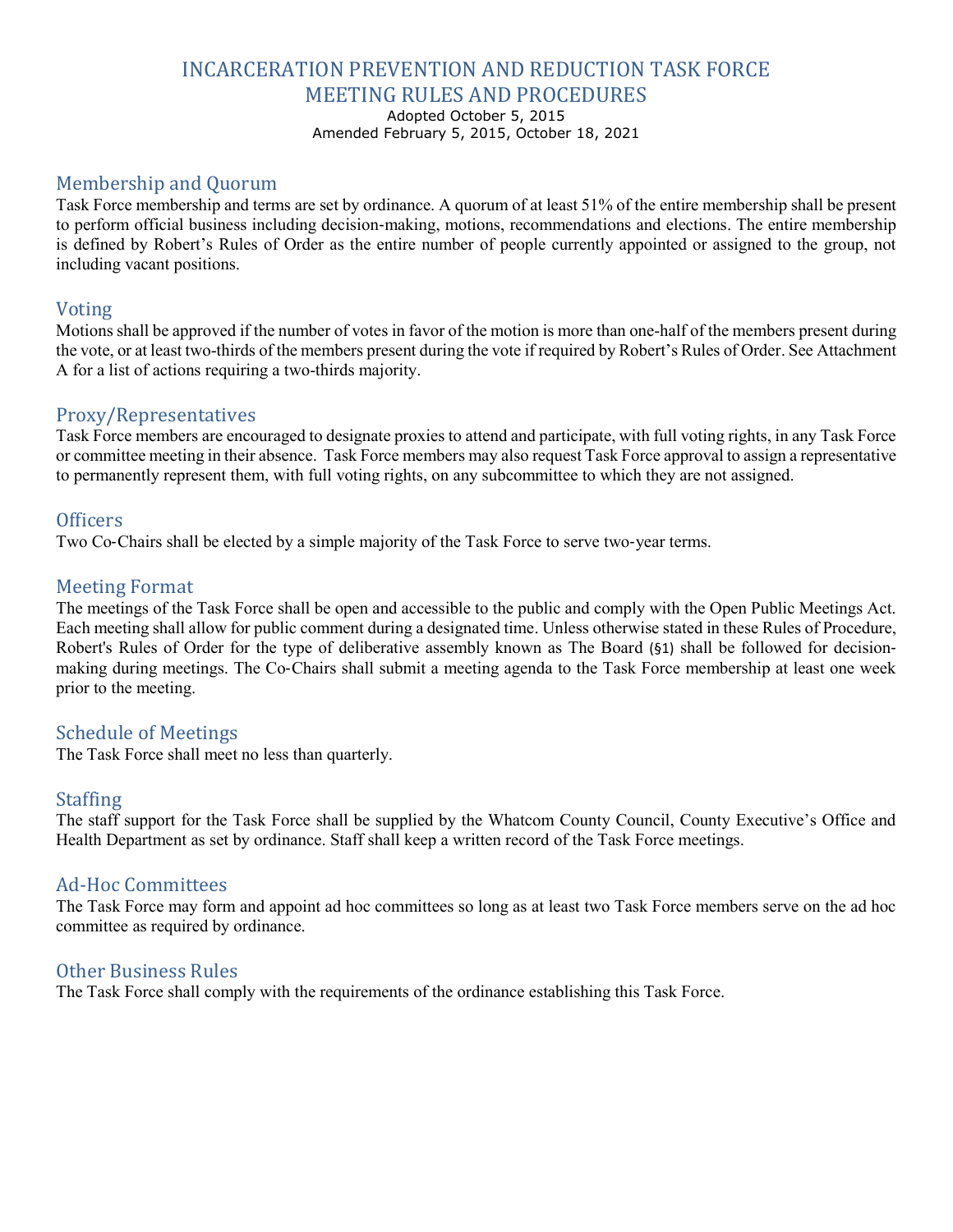# INCARCERATION PREVENTION AND REDUCTION TASK FORCE
# MEETING RULES AND PROCEDURES

Adopted October 5, 2015
Amended February 5, 2015, October 18, 2021

## Membership and Quorum

Task Force membership and terms are set by ordinance. A quorum of at least 51% of the entire membership shall be present to perform official business including decision-making, motions, recommendations and elections. The entire membership is defined by Robert's Rules of Order as the entire number of people currently appointed or assigned to the group, not including vacant positions.

## Voting

Motions shall be approved if the number of votes in favor of the motion is more than one-half of the members present during the vote, or at least two-thirds of the members present during the vote if required by Robert's Rules of Order. See Attachment A for a list of actions requiring a two-thirds majority.

## Proxy/Representatives

Task Force members are encouraged to designate proxies to attend and participate, with full voting rights, in any Task Force or committee meeting in their absence. Task Force members may also request Task Force approval to assign a representative to permanently represent them, with full voting rights, on any subcommittee to which they are not assigned.

## Officers

Two Co-Chairs shall be elected by a simple majority of the Task Force to serve two-year terms.

## Meeting Format

The meetings of the Task Force shall be open and accessible to the public and comply with the Open Public Meetings Act. Each meeting shall allow for public comment during a designated time. Unless otherwise stated in these Rules of Procedure, Robert's Rules of Order for the type of deliberative assembly known as The Board (§1) shall be followed for decision-making during meetings. The Co-Chairs shall submit a meeting agenda to the Task Force membership at least one week prior to the meeting.

## Schedule of Meetings

The Task Force shall meet no less than quarterly.

## Staffing

The staff support for the Task Force shall be supplied by the Whatcom County Council, County Executive's Office and Health Department as set by ordinance. Staff shall keep a written record of the Task Force meetings.

## Ad-Hoc Committees

The Task Force may form and appoint ad hoc committees so long as at least two Task Force members serve on the ad hoc committee as required by ordinance.

## Other Business Rules

The Task Force shall comply with the requirements of the ordinance establishing this Task Force.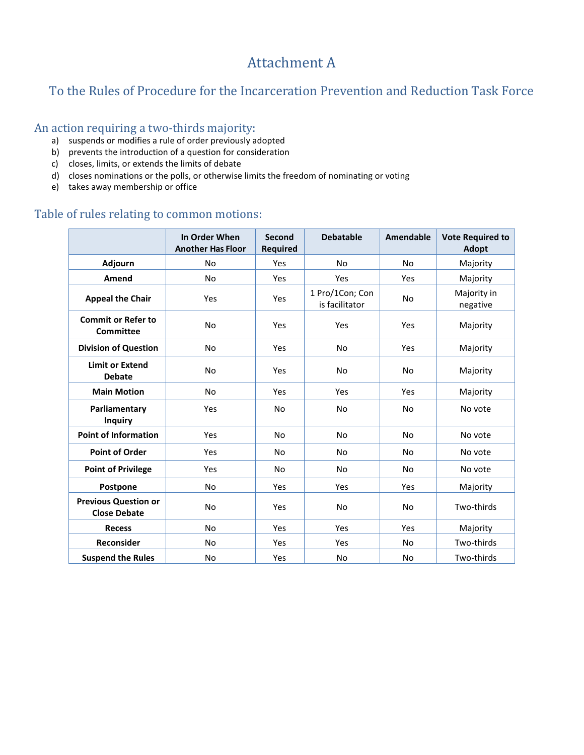# Attachment A

## To the Rules of Procedure for the Incarceration Prevention and Reduction Task Force

### An action requiring a two-thirds majority:

a) suspends or modifies a rule of order previously adopted
b) prevents the introduction of a question for consideration
c) closes, limits, or extends the limits of debate
d) closes nominations or the polls, or otherwise limits the freedom of nominating or voting
e) takes away membership or office

### Table of rules relating to common motions:

| | In Order When Another Has Floor | Second Required | Debatable | Amendable | Vote Required to Adopt |
|---|---|---|---|---|---|
| **Adjourn** | No | Yes | No | No | Majority |
| **Amend** | No | Yes | Yes | Yes | Majority |
| **Appeal the Chair** | Yes | Yes | 1 Pro/1Con; Con is facilitator | No | Majority in negative |
| **Commit or Refer to Committee** | No | Yes | Yes | Yes | Majority |
| **Division of Question** | No | Yes | No | Yes | Majority |
| **Limit or Extend Debate** | No | Yes | No | No | Majority |
| **Main Motion** | No | Yes | Yes | Yes | Majority |
| **Parliamentary Inquiry** | Yes | No | No | No | No vote |
| **Point of Information** | Yes | No | No | No | No vote |
| **Point of Order** | Yes | No | No | No | No vote |
| **Point of Privilege** | Yes | No | No | No | No vote |
| **Postpone** | No | Yes | Yes | Yes | Majority |
| **Previous Question or Close Debate** | No | Yes | No | No | Two-thirds |
| **Recess** | No | Yes | Yes | Yes | Majority |
| **Reconsider** | No | Yes | Yes | No | Two-thirds |
| **Suspend the Rules** | No | Yes | No | No | Two-thirds |